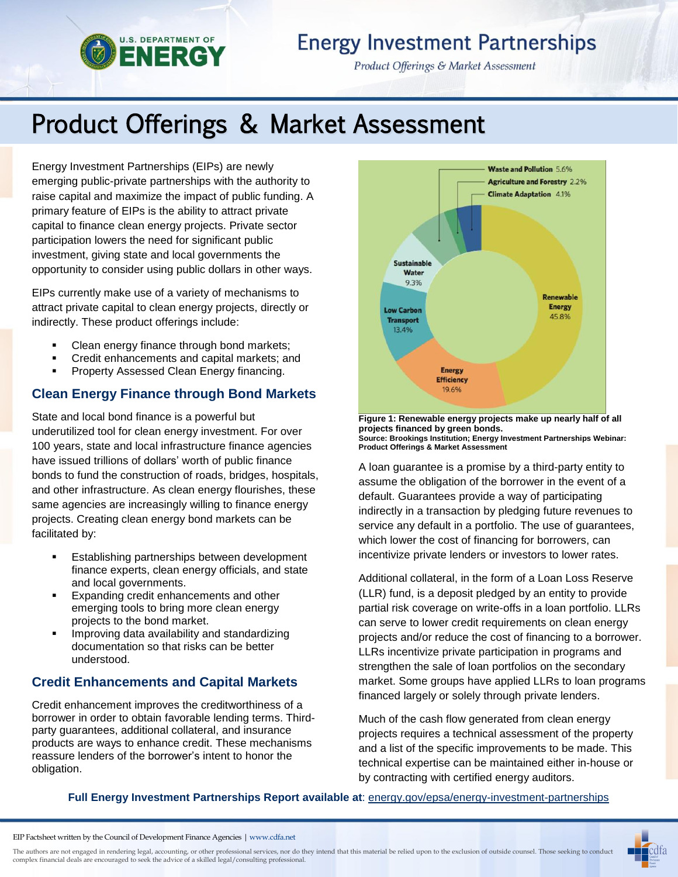# Product Offerings & Market Assessment

Energy Investment Partnerships (EIPs) are newly emerging public-private partnerships with the authority to raise capital and maximize the impact of public funding. A primary feature of EIPs is the ability to attract private capital to finance clean energy projects. Private sector participation lowers the need for significant public investment, giving state and local governments the opportunity to consider using public dollars in other ways.

EIPs currently make use of a variety of mechanisms to attract private capital to clean energy projects, directly or indirectly. These product offerings include:

- Clean energy finance through bond markets;
- Credit enhancements and capital markets; and
- Property Assessed Clean Energy financing.

## Clean Energy Finance through Bond Markets

State and local bond finance is a powerful but underutilized tool for clean energy investment. For over 100 years, state and local infrastructure finance agencies have issued trillions of dollars' worth of public finance bonds to fund the construction of roads, bridges, hospitals, and other infrastructure. As clean energy flourishes, these same agencies are increasingly willing to finance energy projects. Creating clean energy bond markets can be facilitated by:

- Establishing partnerships between development finance experts, clean energy officials, and state and local governments.
- Expanding credit enhancements and other emerging tools to bring more clean energy projects to the bond market.
- Improving data availability and standardizing documentation so that risks can be better understood.

## Credit Enhancements and Capital Markets

Credit enhancement improves the creditworthiness of a borrower in order to obtain favorable lending terms. Third-party guarantees, additional collateral, and insurance products are ways to enhance credit. These mechanisms reassure lenders of the borrower's intent to honor the obligation.

| Category | Share |
| --- | --- |
| Renewable Energy | 45.8% |
| Energy Efficiency | 19.6% |
| Low Carbon Transport | 13.4% |
| Sustainable Water | 9.3% |
| Waste and Pollution | 5.6% |
| Climate Adaptation | 4.1% |
| Agriculture and Forestry | 2.2% |

**Figure 1: Renewable energy projects make up nearly half of all projects financed by green bonds.**
**Source: Brookings Institution; Energy Investment Partnerships Webinar: Product Offerings & Market Assessment**

A loan guarantee is a promise by a third-party entity to assume the obligation of the borrower in the event of a default. Guarantees provide a way of participating indirectly in a transaction by pledging future revenues to service any default in a portfolio. The use of guarantees, which lower the cost of financing for borrowers, can incentivize private lenders or investors to lower rates.

Additional collateral, in the form of a Loan Loss Reserve (LLR) fund, is a deposit pledged by an entity to provide partial risk coverage on write-offs in a loan portfolio. LLRs can serve to lower credit requirements on clean energy projects and/or reduce the cost of financing to a borrower. LLRs incentivize private participation in programs and strengthen the sale of loan portfolios on the secondary market. Some groups have applied LLRs to loan programs financed largely or solely through private lenders.

Much of the cash flow generated from clean energy projects requires a technical assessment of the property and a list of the specific improvements to be made. This technical expertise can be maintained either in-house or by contracting with certified energy auditors.

**Full Energy Investment Partnerships Report available at**: energy.gov/epsa/energy-investment-partnerships

EIP Factsheet written by the Council of Development Finance Agencies | www.cdfa.net

The authors are not engaged in rendering legal, accounting, or other professional services, nor do they intend that this material be relied upon to the exclusion of outside counsel. Those seeking to conduct complex financial deals are encouraged to seek the advice of a skilled legal/consulting professional.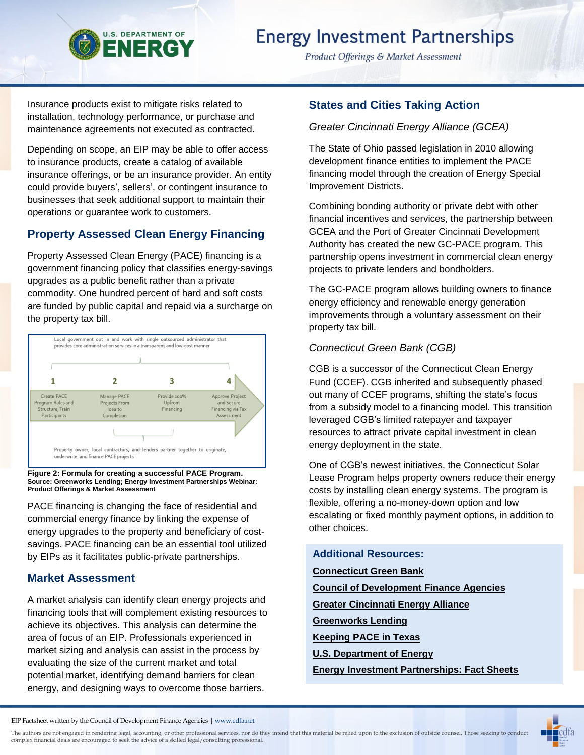Insurance products exist to mitigate risks related to installation, technology performance, or purchase and maintenance agreements not executed as contracted.

Depending on scope, an EIP may be able to offer access to insurance products, create a catalog of available insurance offerings, or be an insurance provider. An entity could provide buyers', sellers', or contingent insurance to businesses that seek additional support to maintain their operations or guarantee work to customers.

## Property Assessed Clean Energy Financing

Property Assessed Clean Energy (PACE) financing is a government financing policy that classifies energy-savings upgrades as a public benefit rather than a private commodity. One hundred percent of hard and soft costs are funded by public capital and repaid via a surcharge on the property tax bill.

Local government opt in and work with single outsourced administrator that provides core administration services in a transparent and low-cost manner

1
Create PACE Program Rules and Structure; Train Participants

2
Manage PACE Projects From Idea to Completion

3
Provide 100% Upfront Financing

4
Approve Project and Secure Financing via Tax Assessment

Property owner, local contractors, and lenders partner together to originate, underwrite, and finance PACE projects

**Figure 2: Formula for creating a successful PACE Program.**
**Source: Greenworks Lending; Energy Investment Partnerships Webinar: Product Offerings & Market Assessment**

PACE financing is changing the face of residential and commercial energy finance by linking the expense of energy upgrades to the property and beneficiary of cost-savings. PACE financing can be an essential tool utilized by EIPs as it facilitates public-private partnerships.

## Market Assessment

A market analysis can identify clean energy projects and financing tools that will complement existing resources to achieve its objectives. This analysis can determine the area of focus of an EIP. Professionals experienced in market sizing and analysis can assist in the process by evaluating the size of the current market and total potential market, identifying demand barriers for clean energy, and designing ways to overcome those barriers.

## States and Cities Taking Action

*Greater Cincinnati Energy Alliance (GCEA)*

The State of Ohio passed legislation in 2010 allowing development finance entities to implement the PACE financing model through the creation of Energy Special Improvement Districts.

Combining bonding authority or private debt with other financial incentives and services, the partnership between GCEA and the Port of Greater Cincinnati Development Authority has created the new GC-PACE program. This partnership opens investment in commercial clean energy projects to private lenders and bondholders.

The GC-PACE program allows building owners to finance energy efficiency and renewable energy generation improvements through a voluntary assessment on their property tax bill.

*Connecticut Green Bank (CGB)*

CGB is a successor of the Connecticut Clean Energy Fund (CCEF). CGB inherited and subsequently phased out many of CCEF programs, shifting the state's focus from a subsidy model to a financing model. This transition leveraged CGB's limited ratepayer and taxpayer resources to attract private capital investment in clean energy deployment in the state.

One of CGB's newest initiatives, the Connecticut Solar Lease Program helps property owners reduce their energy costs by installing clean energy systems. The program is flexible, offering a no-money-down option and low escalating or fixed monthly payment options, in addition to other choices.

### Additional Resources:

**Connecticut Green Bank**

**Council of Development Finance Agencies**

**Greater Cincinnati Energy Alliance**

**Greenworks Lending**

**Keeping PACE in Texas**

**U.S. Department of Energy**

**Energy Investment Partnerships: Fact Sheets**

EIP Factsheet written by the Council of Development Finance Agencies | www.cdfa.net

The authors are not engaged in rendering legal, accounting, or other professional services, nor do they intend that this material be relied upon to the exclusion of outside counsel. Those seeking to conduct complex financial deals are encouraged to seek the advice of a skilled legal/consulting professional.